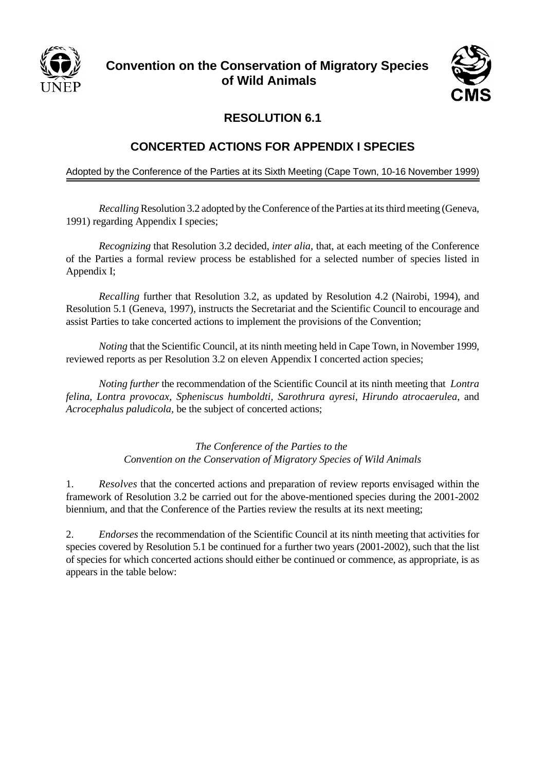**Convention on the Conservation of Migratory Species of Wild Animals**

## RESOLUTION 6.1

## CONCERTED ACTIONS FOR APPENDIX I SPECIES

Adopted by the Conference of the Parties at its Sixth Meeting (Cape Town, 10-16 November 1999)

*Recalling* Resolution 3.2 adopted by the Conference of the Parties at its third meeting (Geneva, 1991) regarding Appendix I species;

*Recognizing* that Resolution 3.2 decided, *inter alia*, that, at each meeting of the Conference of the Parties a formal review process be established for a selected number of species listed in Appendix I;

*Recalling* further that Resolution 3.2, as updated by Resolution 4.2 (Nairobi, 1994), and Resolution 5.1 (Geneva, 1997), instructs the Secretariat and the Scientific Council to encourage and assist Parties to take concerted actions to implement the provisions of the Convention;

*Noting* that the Scientific Council, at its ninth meeting held in Cape Town, in November 1999, reviewed reports as per Resolution 3.2 on eleven Appendix I concerted action species;

*Noting further* the recommendation of the Scientific Council at its ninth meeting that *Lontra felina*, *Lontra provocax, Spheniscus humboldti*, *Sarothrura ayresi*, *Hirundo atrocaerulea*, and *Acrocephalus paludicola*, be the subject of concerted actions;

*The Conference of the Parties to the Convention on the Conservation of Migratory Species of Wild Animals*

1. *Resolves* that the concerted actions and preparation of review reports envisaged within the framework of Resolution 3.2 be carried out for the above-mentioned species during the 2001-2002 biennium, and that the Conference of the Parties review the results at its next meeting;

2. *Endorses* the recommendation of the Scientific Council at its ninth meeting that activities for species covered by Resolution 5.1 be continued for a further two years (2001-2002), such that the list of species for which concerted actions should either be continued or commence, as appropriate, is as appears in the table below: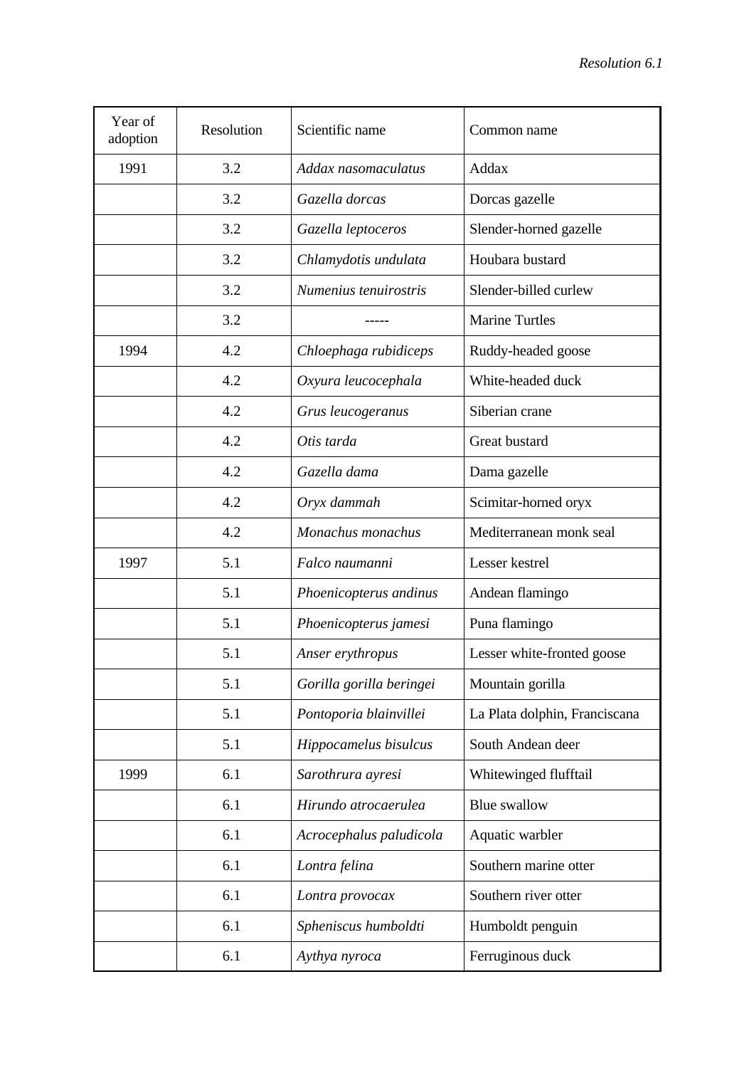| Year of adoption | Resolution | Scientific name | Common name |
|---|---|---|---|
| 1991 | 3.2 | *Addax nasomaculatus* | Addax |
| | 3.2 | *Gazella dorcas* | Dorcas gazelle |
| | 3.2 | *Gazella leptoceros* | Slender-horned gazelle |
| | 3.2 | *Chlamydotis undulata* | Houbara bustard |
| | 3.2 | *Numenius tenuirostris* | Slender-billed curlew |
| | 3.2 | ----- | Marine Turtles |
| 1994 | 4.2 | *Chloephaga rubidiceps* | Ruddy-headed goose |
| | 4.2 | *Oxyura leucocephala* | White-headed duck |
| | 4.2 | *Grus leucogeranus* | Siberian crane |
| | 4.2 | *Otis tarda* | Great bustard |
| | 4.2 | *Gazella dama* | Dama gazelle |
| | 4.2 | *Oryx dammah* | Scimitar-horned oryx |
| | 4.2 | *Monachus monachus* | Mediterranean monk seal |
| 1997 | 5.1 | *Falco naumanni* | Lesser kestrel |
| | 5.1 | *Phoenicopterus andinus* | Andean flamingo |
| | 5.1 | *Phoenicopterus jamesi* | Puna flamingo |
| | 5.1 | *Anser erythropus* | Lesser white-fronted goose |
| | 5.1 | *Gorilla gorilla beringei* | Mountain gorilla |
| | 5.1 | *Pontoporia blainvillei* | La Plata dolphin, Franciscana |
| | 5.1 | *Hippocamelus bisulcus* | South Andean deer |
| 1999 | 6.1 | *Sarothrura ayresi* | Whitewinged flufftail |
| | 6.1 | *Hirundo atrocaerulea* | Blue swallow |
| | 6.1 | *Acrocephalus paludicola* | Aquatic warbler |
| | 6.1 | *Lontra felina* | Southern marine otter |
| | 6.1 | *Lontra provocax* | Southern river otter |
| | 6.1 | *Spheniscus humboldti* | Humboldt penguin |
| | 6.1 | *Aythya nyroca* | Ferruginous duck |